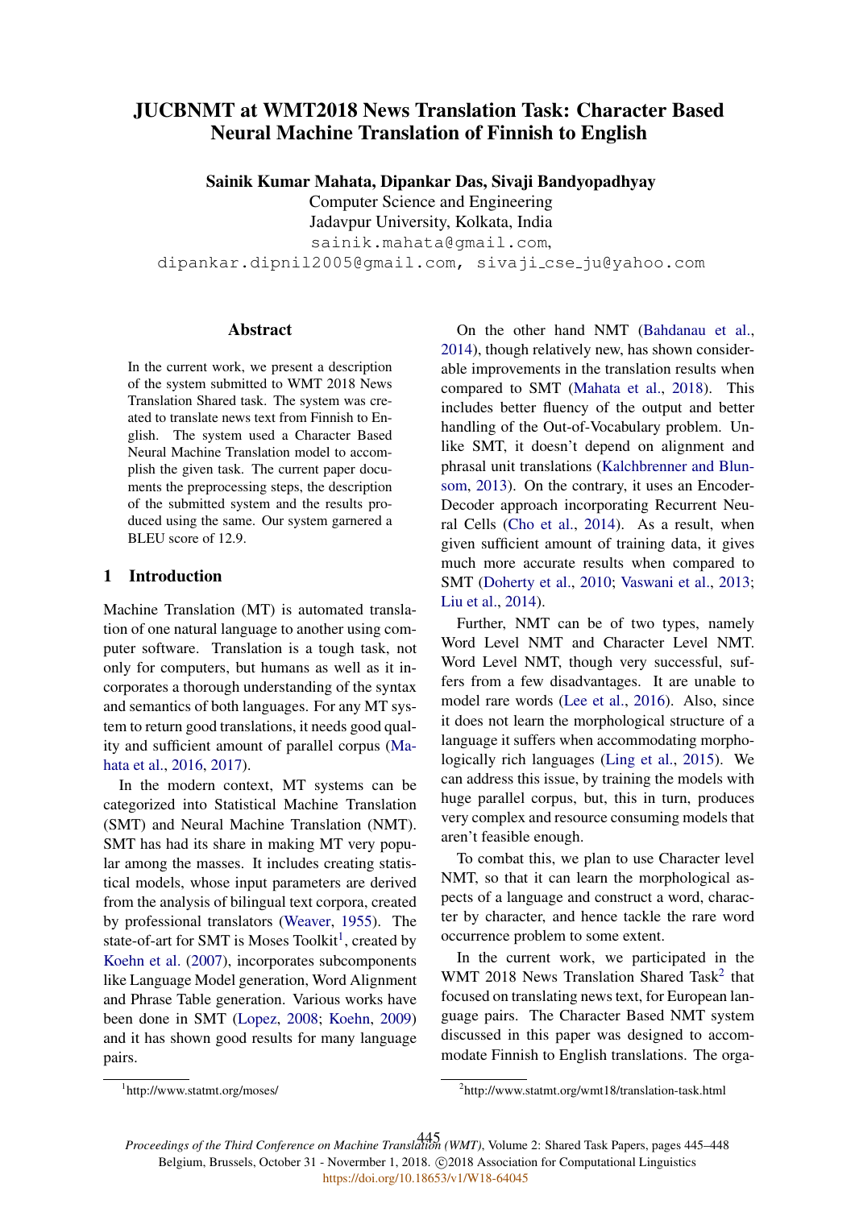# JUCBNMT at WMT2018 News Translation Task: Character Based Neural Machine Translation of Finnish to English

**Sainik Kumar Mahata, Dipankar Das, Sivaji Bandyopadhyay**

Computer Science and Engineering
Jadavpur University, Kolkata, India
sainik.mahata@gmail.com,
dipankar.dipnil2005@gmail.com, sivaji_cse_ju@yahoo.com

## Abstract

In the current work, we present a description of the system submitted to WMT 2018 News Translation Shared task. The system was created to translate news text from Finnish to English. The system used a Character Based Neural Machine Translation model to accomplish the given task. The current paper documents the preprocessing steps, the description of the submitted system and the results produced using the same. Our system garnered a BLEU score of 12.9.

## 1 Introduction

Machine Translation (MT) is automated translation of one natural language to another using computer software. Translation is a tough task, not only for computers, but humans as well as it incorporates a thorough understanding of the syntax and semantics of both languages. For any MT system to return good translations, it needs good quality and sufficient amount of parallel corpus (Mahata et al., 2016, 2017).

In the modern context, MT systems can be categorized into Statistical Machine Translation (SMT) and Neural Machine Translation (NMT). SMT has had its share in making MT very popular among the masses. It includes creating statistical models, whose input parameters are derived from the analysis of bilingual text corpora, created by professional translators (Weaver, 1955). The state-of-art for SMT is Moses Toolkit[1], created by Koehn et al. (2007), incorporates subcomponents like Language Model generation, Word Alignment and Phrase Table generation. Various works have been done in SMT (Lopez, 2008; Koehn, 2009) and it has shown good results for many language pairs.

On the other hand NMT (Bahdanau et al., 2014), though relatively new, has shown considerable improvements in the translation results when compared to SMT (Mahata et al., 2018). This includes better fluency of the output and better handling of the Out-of-Vocabulary problem. Unlike SMT, it doesn't depend on alignment and phrasal unit translations (Kalchbrenner and Blunsom, 2013). On the contrary, it uses an Encoder-Decoder approach incorporating Recurrent Neural Cells (Cho et al., 2014). As a result, when given sufficient amount of training data, it gives much more accurate results when compared to SMT (Doherty et al., 2010; Vaswani et al., 2013; Liu et al., 2014).

Further, NMT can be of two types, namely Word Level NMT and Character Level NMT. Word Level NMT, though very successful, suffers from a few disadvantages. It are unable to model rare words (Lee et al., 2016). Also, since it does not learn the morphological structure of a language it suffers when accommodating morphologically rich languages (Ling et al., 2015). We can address this issue, by training the models with huge parallel corpus, but, this in turn, produces very complex and resource consuming models that aren't feasible enough.

To combat this, we plan to use Character level NMT, so that it can learn the morphological aspects of a language and construct a word, character by character, and hence tackle the rare word occurrence problem to some extent.

In the current work, we participated in the WMT 2018 News Translation Shared Task[2] that focused on translating news text, for European language pairs. The Character Based NMT system discussed in this paper was designed to accommodate Finnish to English translations. The orga-

[1] http://www.statmt.org/moses/

[2] http://www.statmt.org/wmt18/translation-task.html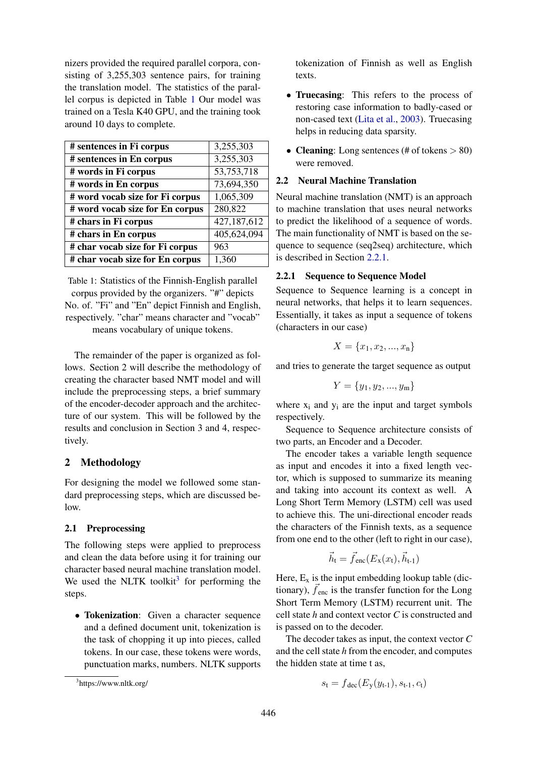nizers provided the required parallel corpora, consisting of 3,255,303 sentence pairs, for training the translation model. The statistics of the parallel corpus is depicted in Table 1 Our model was trained on a Tesla K40 GPU, and the training took around 10 days to complete.

| # sentences in Fi corpus | 3,255,303 |
|---|---|
| # sentences in En corpus | 3,255,303 |
| # words in Fi corpus | 53,753,718 |
| # words in En corpus | 73,694,350 |
| # word vocab size for Fi corpus | 1,065,309 |
| # word vocab size for En corpus | 280,822 |
| # chars in Fi corpus | 427,187,612 |
| # chars in En corpus | 405,624,094 |
| # char vocab size for Fi corpus | 963 |
| # char vocab size for En corpus | 1,360 |

Table 1: Statistics of the Finnish-English parallel corpus provided by the organizers. "#" depicts No. of. "Fi" and "En" depict Finnish and English, respectively. "char" means character and "vocab" means vocabulary of unique tokens.

The remainder of the paper is organized as follows. Section 2 will describe the methodology of creating the character based NMT model and will include the preprocessing steps, a brief summary of the encoder-decoder approach and the architecture of our system. This will be followed by the results and conclusion in Section 3 and 4, respectively.

## 2 Methodology

For designing the model we followed some standard preprocessing steps, which are discussed below.

### 2.1 Preprocessing

The following steps were applied to preprocess and clean the data before using it for training our character based neural machine translation model. We used the NLTK toolkit[3] for performing the steps.

- **Tokenization**: Given a character sequence and a defined document unit, tokenization is the task of chopping it up into pieces, called tokens. In our case, these tokens were words, punctuation marks, numbers. NLTK supports tokenization of Finnish as well as English texts.
- **Truecasing**: This refers to the process of restoring case information to badly-cased or non-cased text (Lita et al., 2003). Truecasing helps in reducing data sparsity.
- **Cleaning**: Long sentences (# of tokens > 80) were removed.

[3]https://www.nltk.org/

### 2.2 Neural Machine Translation

Neural machine translation (NMT) is an approach to machine translation that uses neural networks to predict the likelihood of a sequence of words. The main functionality of NMT is based on the sequence to sequence (seq2seq) architecture, which is described in Section 2.2.1.

#### 2.2.1 Sequence to Sequence Model

Sequence to Sequence learning is a concept in neural networks, that helps it to learn sequences. Essentially, it takes as input a sequence of tokens (characters in our case)

$$X = \{x_1, x_2, ..., x_n\}$$

and tries to generate the target sequence as output

$$Y = \{y_1, y_2, ..., y_m\}$$

where $x_i$ and $y_i$ are the input and target symbols respectively.

Sequence to Sequence architecture consists of two parts, an Encoder and a Decoder.

The encoder takes a variable length sequence as input and encodes it into a fixed length vector, which is supposed to summarize its meaning and taking into account its context as well. A Long Short Term Memory (LSTM) cell was used to achieve this. The uni-directional encoder reads the characters of the Finnish texts, as a sequence from one end to the other (left to right in our case),

$$\vec{h}_t = \vec{f}_{enc}(E_x(x_t), \vec{h}_{t-1})$$

Here, $E_x$ is the input embedding lookup table (dictionary), $\vec{f}_{enc}$ is the transfer function for the Long Short Term Memory (LSTM) recurrent unit. The cell state *h* and context vector *C* is constructed and is passed on to the decoder.

The decoder takes as input, the context vector *C* and the cell state *h* from the encoder, and computes the hidden state at time t as,

$$s_t = f_{dec}(E_y(y_{t-1}), s_{t-1}, c_t)$$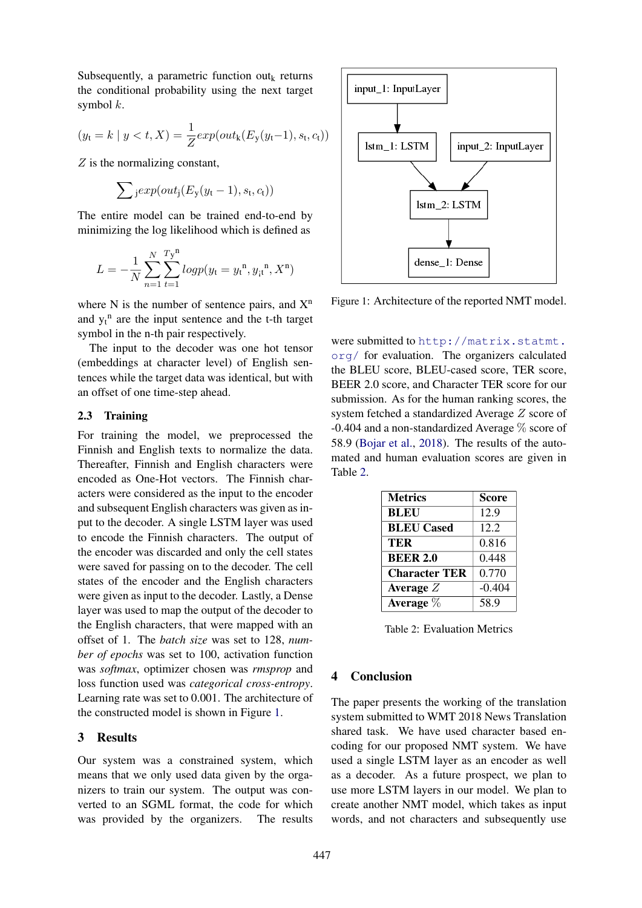Subsequently, a parametric function $out_k$ returns the conditional probability using the next target symbol $k$.

$$(y_t = k \mid y < t, X) = \frac{1}{Z} exp(out_k(E_y(y_t - 1), s_t, c_t))$$

$Z$ is the normalizing constant,

$$\sum{}_j exp(out_j(E_y(y_t - 1), s_t, c_t))$$

The entire model can be trained end-to-end by minimizing the log likelihood which is defined as

$$L = -\frac{1}{N} \sum_{n=1}^{N} \sum_{t=1}^{T_y{}^n} logp(y_t = y_t{}^n, y_{i}{}_t{}^n, X^n)$$

where N is the number of sentence pairs, and $X^n$ and $y_t{}^n$ are the input sentence and the t-th target symbol in the n-th pair respectively.

The input to the decoder was one hot tensor (embeddings at character level) of English sentences while the target data was identical, but with an offset of one time-step ahead.

### 2.3 Training

For training the model, we preprocessed the Finnish and English texts to normalize the data. Thereafter, Finnish and English characters were encoded as One-Hot vectors. The Finnish characters were considered as the input to the encoder and subsequent English characters was given as input to the decoder. A single LSTM layer was used to encode the Finnish characters. The output of the encoder was discarded and only the cell states were saved for passing on to the decoder. The cell states of the encoder and the English characters were given as input to the decoder. Lastly, a Dense layer was used to map the output of the decoder to the English characters, that were mapped with an offset of 1. The *batch size* was set to 128, *number of epochs* was set to 100, activation function was *softmax*, optimizer chosen was *rmsprop* and loss function used was *categorical cross-entropy*. Learning rate was set to 0.001. The architecture of the constructed model is shown in Figure 1.

```
input_1: InputLayer
        |
        v
lstm_1: LSTM        input_2: InputLayer
        \               /
         v             v
          lstm_2: LSTM
               |
               v
          dense_1: Dense
```

Figure 1: Architecture of the reported NMT model.

## 3 Results

Our system was a constrained system, which means that we only used data given by the organizers to train our system. The output was converted to an SGML format, the code for which was provided by the organizers. The results were submitted to http://matrix.statmt.org/ for evaluation. The organizers calculated the BLEU score, BLEU-cased score, TER score, BEER 2.0 score, and Character TER score for our submission. As for the human ranking scores, the system fetched a standardized Average $Z$ score of -0.404 and a non-standardized Average $\%$ score of 58.9 (Bojar et al., 2018). The results of the automated and human evaluation scores are given in Table 2.

| Metrics | Score |
|---|---|
| **BLEU** | 12.9 |
| **BLEU Cased** | 12.2 |
| **TER** | 0.816 |
| **BEER 2.0** | 0.448 |
| **Character TER** | 0.770 |
| **Average $Z$** | -0.404 |
| **Average $\%$** | 58.9 |

Table 2: Evaluation Metrics

## 4 Conclusion

The paper presents the working of the translation system submitted to WMT 2018 News Translation shared task. We have used character based encoding for our proposed NMT system. We have used a single LSTM layer as an encoder as well as a decoder. As a future prospect, we plan to use more LSTM layers in our model. We plan to create another NMT model, which takes as input words, and not characters and subsequently use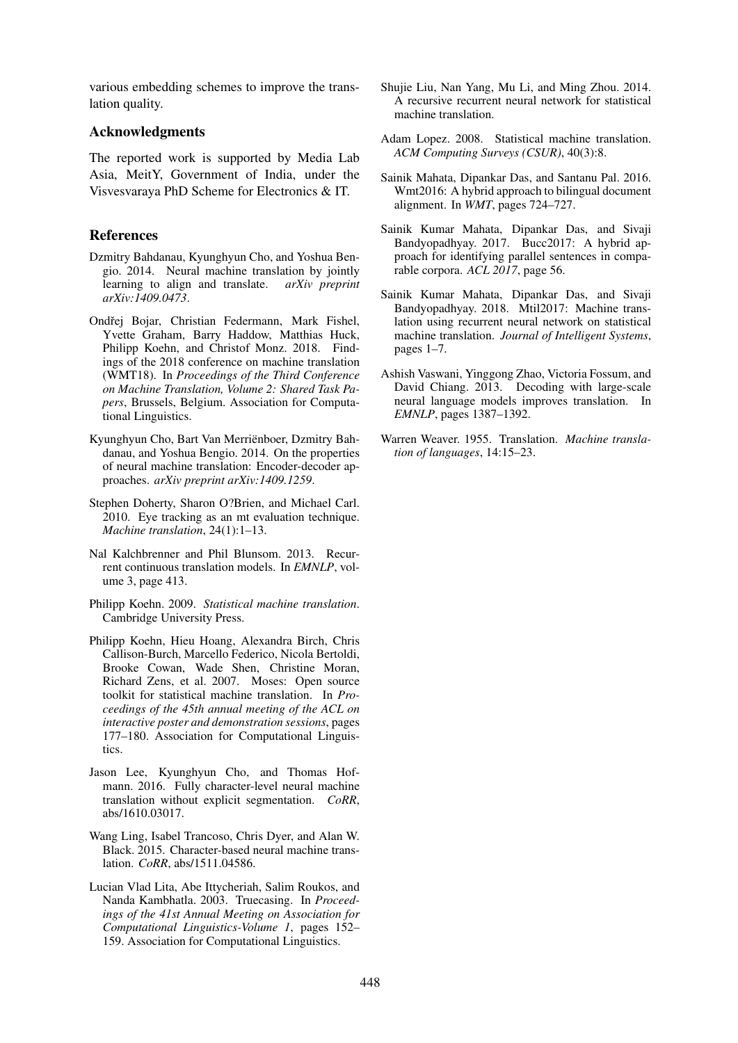various embedding schemes to improve the translation quality.

## Acknowledgments

The reported work is supported by Media Lab Asia, MeitY, Government of India, under the Visvesvaraya PhD Scheme for Electronics & IT.

## References

Dzmitry Bahdanau, Kyunghyun Cho, and Yoshua Bengio. 2014. Neural machine translation by jointly learning to align and translate. *arXiv preprint arXiv:1409.0473*.

Ondřej Bojar, Christian Federmann, Mark Fishel, Yvette Graham, Barry Haddow, Matthias Huck, Philipp Koehn, and Christof Monz. 2018. Findings of the 2018 conference on machine translation (WMT18). In *Proceedings of the Third Conference on Machine Translation, Volume 2: Shared Task Papers*, Brussels, Belgium. Association for Computational Linguistics.

Kyunghyun Cho, Bart Van Merriënboer, Dzmitry Bahdanau, and Yoshua Bengio. 2014. On the properties of neural machine translation: Encoder-decoder approaches. *arXiv preprint arXiv:1409.1259*.

Stephen Doherty, Sharon O?Brien, and Michael Carl. 2010. Eye tracking as an mt evaluation technique. *Machine translation*, 24(1):1–13.

Nal Kalchbrenner and Phil Blunsom. 2013. Recurrent continuous translation models. In *EMNLP*, volume 3, page 413.

Philipp Koehn. 2009. *Statistical machine translation*. Cambridge University Press.

Philipp Koehn, Hieu Hoang, Alexandra Birch, Chris Callison-Burch, Marcello Federico, Nicola Bertoldi, Brooke Cowan, Wade Shen, Christine Moran, Richard Zens, et al. 2007. Moses: Open source toolkit for statistical machine translation. In *Proceedings of the 45th annual meeting of the ACL on interactive poster and demonstration sessions*, pages 177–180. Association for Computational Linguistics.

Jason Lee, Kyunghyun Cho, and Thomas Hofmann. 2016. Fully character-level neural machine translation without explicit segmentation. *CoRR*, abs/1610.03017.

Wang Ling, Isabel Trancoso, Chris Dyer, and Alan W. Black. 2015. Character-based neural machine translation. *CoRR*, abs/1511.04586.

Lucian Vlad Lita, Abe Ittycheriah, Salim Roukos, and Nanda Kambhatla. 2003. Truecasing. In *Proceedings of the 41st Annual Meeting on Association for Computational Linguistics-Volume 1*, pages 152–159. Association for Computational Linguistics.

Shujie Liu, Nan Yang, Mu Li, and Ming Zhou. 2014. A recursive recurrent neural network for statistical machine translation.

Adam Lopez. 2008. Statistical machine translation. *ACM Computing Surveys (CSUR)*, 40(3):8.

Sainik Mahata, Dipankar Das, and Santanu Pal. 2016. Wmt2016: A hybrid approach to bilingual document alignment. In *WMT*, pages 724–727.

Sainik Kumar Mahata, Dipankar Das, and Sivaji Bandyopadhyay. 2017. Bucc2017: A hybrid approach for identifying parallel sentences in comparable corpora. *ACL 2017*, page 56.

Sainik Kumar Mahata, Dipankar Das, and Sivaji Bandyopadhyay. 2018. Mtil2017: Machine translation using recurrent neural network on statistical machine translation. *Journal of Intelligent Systems*, pages 1–7.

Ashish Vaswani, Yinggong Zhao, Victoria Fossum, and David Chiang. 2013. Decoding with large-scale neural language models improves translation. In *EMNLP*, pages 1387–1392.

Warren Weaver. 1955. Translation. *Machine translation of languages*, 14:15–23.